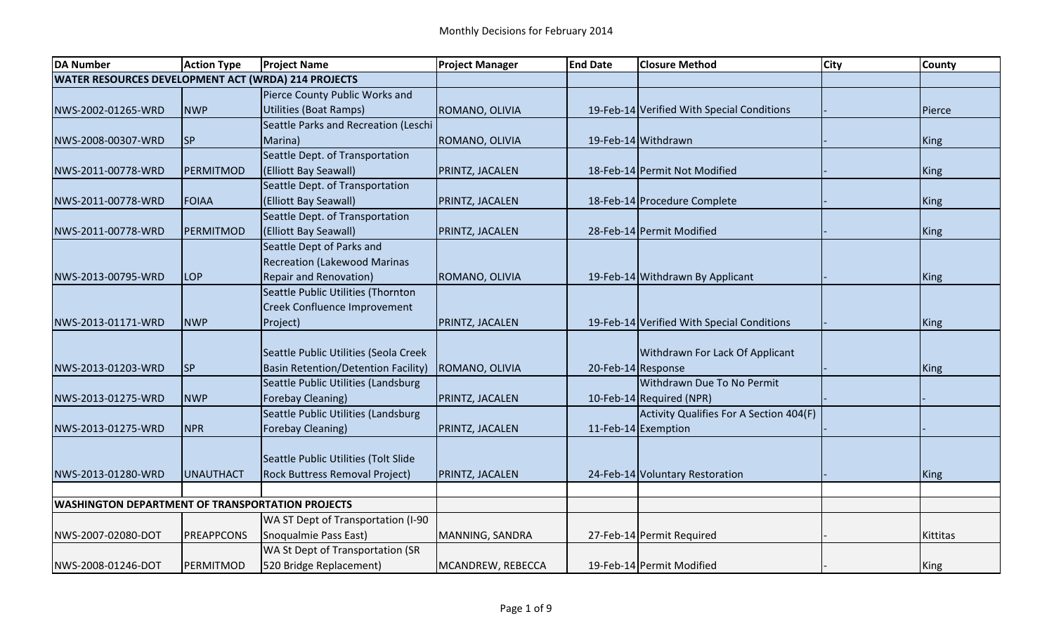Monthly Decisions for February 2014

| DA Number | Action Type | Project Name | Project Manager | End Date | Closure Method | City | County |
|---|---|---|---|---|---|---|---|
| **WATER RESOURCES DEVELOPMENT ACT (WRDA) 214 PROJECTS** | | | | | | | |
| NWS-2002-01265-WRD | NWP | Pierce County Public Works and Utilities (Boat Ramps) | ROMANO, OLIVIA | 19-Feb-14 | Verified With Special Conditions | - | Pierce |
| NWS-2008-00307-WRD | SP | Seattle Parks and Recreation (Leschi Marina) | ROMANO, OLIVIA | 19-Feb-14 | Withdrawn | - | King |
| NWS-2011-00778-WRD | PERMITMOD | Seattle Dept. of Transportation (Elliott Bay Seawall) | PRINTZ, JACALEN | 18-Feb-14 | Permit Not Modified | - | King |
| NWS-2011-00778-WRD | FOIAA | Seattle Dept. of Transportation (Elliott Bay Seawall) | PRINTZ, JACALEN | 18-Feb-14 | Procedure Complete | - | King |
| NWS-2011-00778-WRD | PERMITMOD | Seattle Dept. of Transportation (Elliott Bay Seawall) | PRINTZ, JACALEN | 28-Feb-14 | Permit Modified | - | King |
| NWS-2013-00795-WRD | LOP | Seattle Dept of Parks and Recreation (Lakewood Marinas Repair and Renovation) | ROMANO, OLIVIA | 19-Feb-14 | Withdrawn By Applicant | - | King |
| NWS-2013-01171-WRD | NWP | Seattle Public Utilities (Thornton Creek Confluence Improvement Project) | PRINTZ, JACALEN | 19-Feb-14 | Verified With Special Conditions | - | King |
| NWS-2013-01203-WRD | SP | Seattle Public Utilities (Seola Creek Basin Retention/Detention Facility) | ROMANO, OLIVIA | 20-Feb-14 | Withdrawn For Lack Of Applicant Response | - | King |
| NWS-2013-01275-WRD | NWP | Seattle Public Utilities (Landsburg Forebay Cleaning) | PRINTZ, JACALEN | 10-Feb-14 | Withdrawn Due To No Permit Required (NPR) | - | - |
| NWS-2013-01275-WRD | NPR | Seattle Public Utilities (Landsburg Forebay Cleaning) | PRINTZ, JACALEN | 11-Feb-14 | Activity Qualifies For A Section 404(F) Exemption | - | - |
| NWS-2013-01280-WRD | UNAUTHACT | Seattle Public Utilities (Tolt Slide Rock Buttress Removal Project) | PRINTZ, JACALEN | 24-Feb-14 | Voluntary Restoration | - | King |
| | | | | | | | |
| **WASHINGTON DEPARTMENT OF TRANSPORTATION PROJECTS** | | | | | | | |
| NWS-2007-02080-DOT | PREAPPCONS | WA ST Dept of Transportation (I-90 Snoqualmie Pass East) | MANNING, SANDRA | 27-Feb-14 | Permit Required | - | Kittitas |
| NWS-2008-01246-DOT | PERMITMOD | WA St Dept of Transportation (SR 520 Bridge Replacement) | MCANDREW, REBECCA | 19-Feb-14 | Permit Modified | - | King |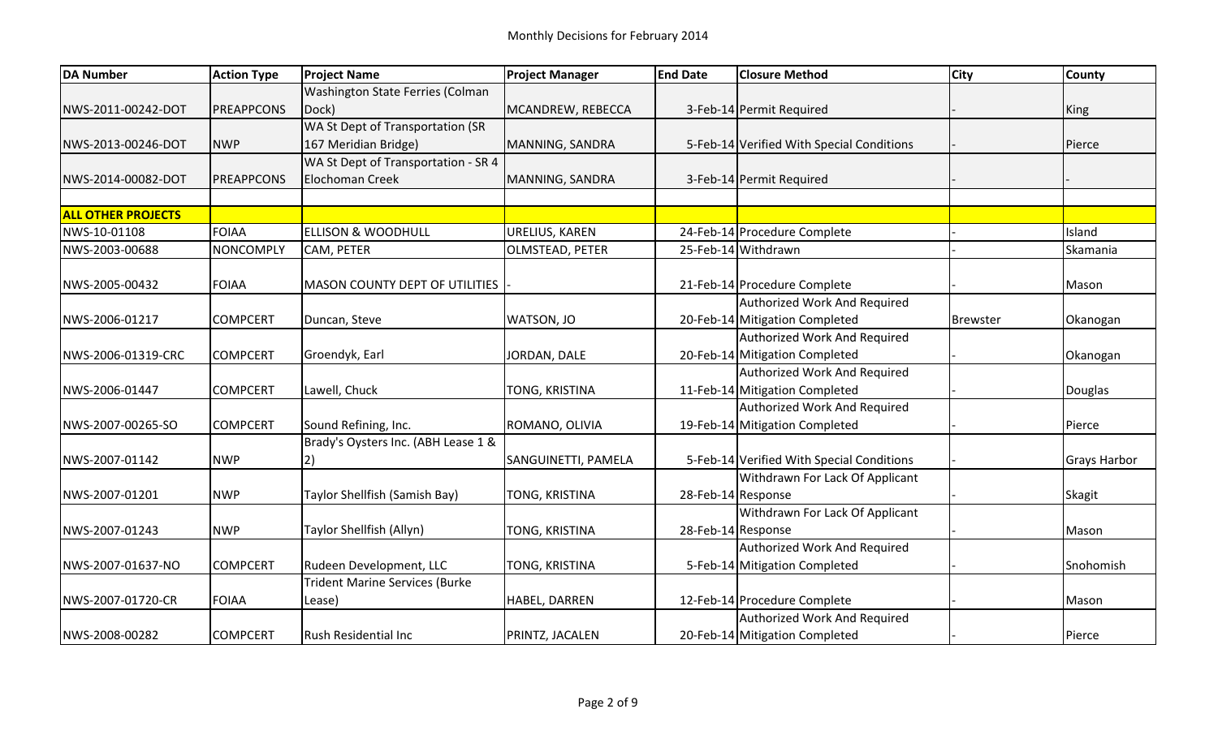Monthly Decisions for February 2014

| DA Number | Action Type | Project Name | Project Manager | End Date | Closure Method | City | County |
|---|---|---|---|---|---|---|---|
| NWS-2011-00242-DOT | PREAPPCONS | Washington State Ferries (Colman Dock) | MCANDREW, REBECCA | 3-Feb-14 | Permit Required | - | King |
| NWS-2013-00246-DOT | NWP | WA St Dept of Transportation (SR 167 Meridian Bridge) | MANNING, SANDRA | 5-Feb-14 | Verified With Special Conditions | - | Pierce |
| NWS-2014-00082-DOT | PREAPPCONS | WA St Dept of Transportation - SR 4 Elochoman Creek | MANNING, SANDRA | 3-Feb-14 | Permit Required | - | - |
| | | | | | | | |
| **ALL OTHER PROJECTS** | | | | | | | |
| NWS-10-01108 | FOIAA | ELLISON & WOODHULL | URELIUS, KAREN | 24-Feb-14 | Procedure Complete | - | Island |
| NWS-2003-00688 | NONCOMPLY | CAM, PETER | OLMSTEAD, PETER | 25-Feb-14 | Withdrawn | - | Skamania |
| NWS-2005-00432 | FOIAA | MASON COUNTY DEPT OF UTILITIES | - | 21-Feb-14 | Procedure Complete | - | Mason |
| NWS-2006-01217 | COMPCERT | Duncan, Steve | WATSON, JO | 20-Feb-14 | Authorized Work And Required Mitigation Completed | Brewster | Okanogan |
| NWS-2006-01319-CRC | COMPCERT | Groendyk, Earl | JORDAN, DALE | 20-Feb-14 | Authorized Work And Required Mitigation Completed | - | Okanogan |
| NWS-2006-01447 | COMPCERT | Lawell, Chuck | TONG, KRISTINA | 11-Feb-14 | Authorized Work And Required Mitigation Completed | - | Douglas |
| NWS-2007-00265-SO | COMPCERT | Sound Refining, Inc. | ROMANO, OLIVIA | 19-Feb-14 | Authorized Work And Required Mitigation Completed | - | Pierce |
| NWS-2007-01142 | NWP | Brady's Oysters Inc. (ABH Lease 1 & 2) | SANGUINETTI, PAMELA | 5-Feb-14 | Verified With Special Conditions | - | Grays Harbor |
| NWS-2007-01201 | NWP | Taylor Shellfish (Samish Bay) | TONG, KRISTINA | 28-Feb-14 | Withdrawn For Lack Of Applicant Response | - | Skagit |
| NWS-2007-01243 | NWP | Taylor Shellfish (Allyn) | TONG, KRISTINA | 28-Feb-14 | Withdrawn For Lack Of Applicant Response | - | Mason |
| NWS-2007-01637-NO | COMPCERT | Rudeen Development, LLC | TONG, KRISTINA | 5-Feb-14 | Authorized Work And Required Mitigation Completed | - | Snohomish |
| NWS-2007-01720-CR | FOIAA | Trident Marine Services (Burke Lease) | HABEL, DARREN | 12-Feb-14 | Procedure Complete | - | Mason |
| NWS-2008-00282 | COMPCERT | Rush Residential Inc | PRINTZ, JACALEN | 20-Feb-14 | Authorized Work And Required Mitigation Completed | - | Pierce |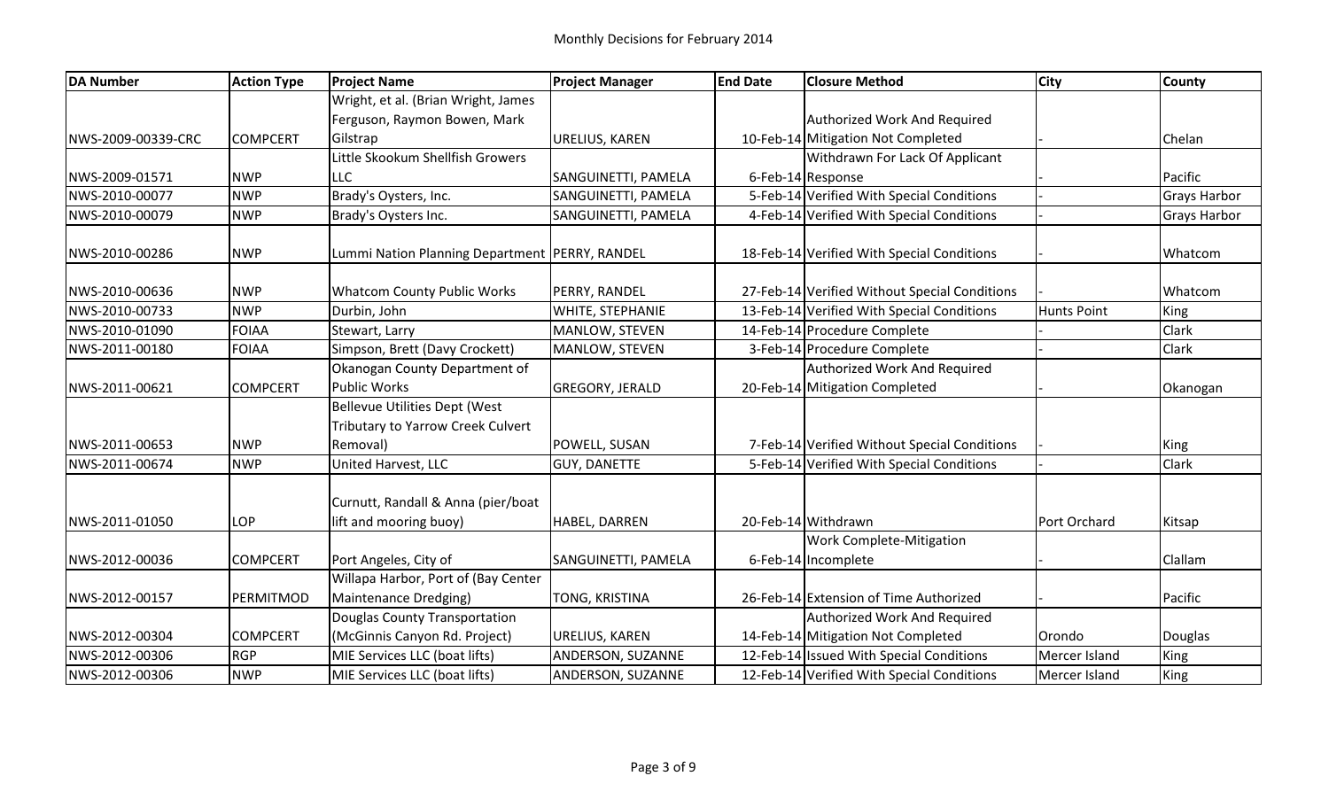# Monthly Decisions for February 2014

| DA Number | Action Type | Project Name | Project Manager | End Date | Closure Method | City | County |
|---|---|---|---|---|---|---|---|
| NWS-2009-00339-CRC | COMPCERT | Wright, et al. (Brian Wright, James Ferguson, Raymon Bowen, Mark Gilstrap | URELIUS, KAREN | 10-Feb-14 | Authorized Work And Required Mitigation Not Completed | - | Chelan |
| NWS-2009-01571 | NWP | Little Skookum Shellfish Growers LLC | SANGUINETTI, PAMELA | 6-Feb-14 | Withdrawn For Lack Of Applicant Response | - | Pacific |
| NWS-2010-00077 | NWP | Brady's Oysters, Inc. | SANGUINETTI, PAMELA | 5-Feb-14 | Verified With Special Conditions | - | Grays Harbor |
| NWS-2010-00079 | NWP | Brady's Oysters Inc. | SANGUINETTI, PAMELA | 4-Feb-14 | Verified With Special Conditions | - | Grays Harbor |
| NWS-2010-00286 | NWP | Lummi Nation Planning Department | PERRY, RANDEL | 18-Feb-14 | Verified With Special Conditions | - | Whatcom |
| NWS-2010-00636 | NWP | Whatcom County Public Works | PERRY, RANDEL | 27-Feb-14 | Verified Without Special Conditions | - | Whatcom |
| NWS-2010-00733 | NWP | Durbin, John | WHITE, STEPHANIE | 13-Feb-14 | Verified With Special Conditions | Hunts Point | King |
| NWS-2010-01090 | FOIAA | Stewart, Larry | MANLOW, STEVEN | 14-Feb-14 | Procedure Complete | - | Clark |
| NWS-2011-00180 | FOIAA | Simpson, Brett (Davy Crockett) | MANLOW, STEVEN | 3-Feb-14 | Procedure Complete | - | Clark |
| NWS-2011-00621 | COMPCERT | Okanogan County Department of Public Works | GREGORY, JERALD | 20-Feb-14 | Authorized Work And Required Mitigation Completed | - | Okanogan |
| NWS-2011-00653 | NWP | Bellevue Utilities Dept (West Tributary to Yarrow Creek Culvert Removal) | POWELL, SUSAN | 7-Feb-14 | Verified Without Special Conditions | - | King |
| NWS-2011-00674 | NWP | United Harvest, LLC | GUY, DANETTE | 5-Feb-14 | Verified With Special Conditions | - | Clark |
| NWS-2011-01050 | LOP | Curnutt, Randall & Anna (pier/boat lift and mooring buoy) | HABEL, DARREN | 20-Feb-14 | Withdrawn | Port Orchard | Kitsap |
| NWS-2012-00036 | COMPCERT | Port Angeles, City of | SANGUINETTI, PAMELA | 6-Feb-14 | Work Complete-Mitigation Incomplete | - | Clallam |
| NWS-2012-00157 | PERMITMOD | Willapa Harbor, Port of (Bay Center Maintenance Dredging) | TONG, KRISTINA | 26-Feb-14 | Extension of Time Authorized | - | Pacific |
| NWS-2012-00304 | COMPCERT | Douglas County Transportation (McGinnis Canyon Rd. Project) | URELIUS, KAREN | 14-Feb-14 | Authorized Work And Required Mitigation Not Completed | Orondo | Douglas |
| NWS-2012-00306 | RGP | MIE Services LLC (boat lifts) | ANDERSON, SUZANNE | 12-Feb-14 | Issued With Special Conditions | Mercer Island | King |
| NWS-2012-00306 | NWP | MIE Services LLC (boat lifts) | ANDERSON, SUZANNE | 12-Feb-14 | Verified With Special Conditions | Mercer Island | King |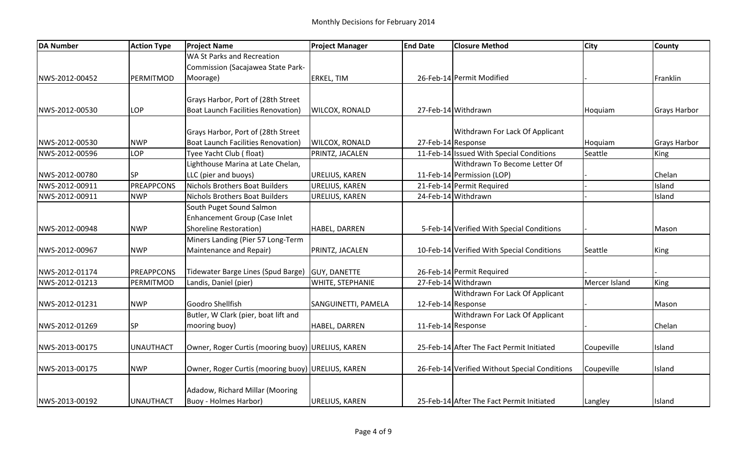# Monthly Decisions for February 2014

| DA Number | Action Type | Project Name | Project Manager | End Date | Closure Method | City | County |
|---|---|---|---|---|---|---|---|
| NWS-2012-00452 | PERMITMOD | WA St Parks and Recreation Commission (Sacajawea State Park-Moorage) | ERKEL, TIM | 26-Feb-14 | Permit Modified | - | Franklin |
| NWS-2012-00530 | LOP | Grays Harbor, Port of (28th Street Boat Launch Facilities Renovation) | WILCOX, RONALD | 27-Feb-14 | Withdrawn | Hoquiam | Grays Harbor |
| NWS-2012-00530 | NWP | Grays Harbor, Port of (28th Street Boat Launch Facilities Renovation) | WILCOX, RONALD | 27-Feb-14 | Withdrawn For Lack Of Applicant Response | Hoquiam | Grays Harbor |
| NWS-2012-00596 | LOP | Tyee Yacht Club ( float) | PRINTZ, JACALEN | 11-Feb-14 | Issued With Special Conditions | Seattle | King |
| NWS-2012-00780 | SP | Lighthouse Marina at Late Chelan, LLC (pier and buoys) | URELIUS, KAREN | 11-Feb-14 | Withdrawn To Become Letter Of Permission (LOP) | - | Chelan |
| NWS-2012-00911 | PREAPPCONS | Nichols Brothers Boat Builders | URELIUS, KAREN | 21-Feb-14 | Permit Required | - | Island |
| NWS-2012-00911 | NWP | Nichols Brothers Boat Builders | URELIUS, KAREN | 24-Feb-14 | Withdrawn | - | Island |
| NWS-2012-00948 | NWP | South Puget Sound Salmon Enhancement Group (Case Inlet Shoreline Restoration) | HABEL, DARREN | 5-Feb-14 | Verified With Special Conditions | - | Mason |
| NWS-2012-00967 | NWP | Miners Landing (Pier 57 Long-Term Maintenance and Repair) | PRINTZ, JACALEN | 10-Feb-14 | Verified With Special Conditions | Seattle | King |
| NWS-2012-01174 | PREAPPCONS | Tidewater Barge Lines (Spud Barge) | GUY, DANETTE | 26-Feb-14 | Permit Required | - | - |
| NWS-2012-01213 | PERMITMOD | Landis, Daniel (pier) | WHITE, STEPHANIE | 27-Feb-14 | Withdrawn | Mercer Island | King |
| NWS-2012-01231 | NWP | Goodro Shellfish | SANGUINETTI, PAMELA | 12-Feb-14 | Withdrawn For Lack Of Applicant Response | - | Mason |
| NWS-2012-01269 | SP | Butler, W Clark (pier, boat lift and mooring buoy) | HABEL, DARREN | 11-Feb-14 | Withdrawn For Lack Of Applicant Response | - | Chelan |
| NWS-2013-00175 | UNAUTHACT | Owner, Roger Curtis (mooring buoy) | URELIUS, KAREN | 25-Feb-14 | After The Fact Permit Initiated | Coupeville | Island |
| NWS-2013-00175 | NWP | Owner, Roger Curtis (mooring buoy) | URELIUS, KAREN | 26-Feb-14 | Verified Without Special Conditions | Coupeville | Island |
| NWS-2013-00192 | UNAUTHACT | Adadow, Richard Millar (Mooring Buoy - Holmes Harbor) | URELIUS, KAREN | 25-Feb-14 | After The Fact Permit Initiated | Langley | Island |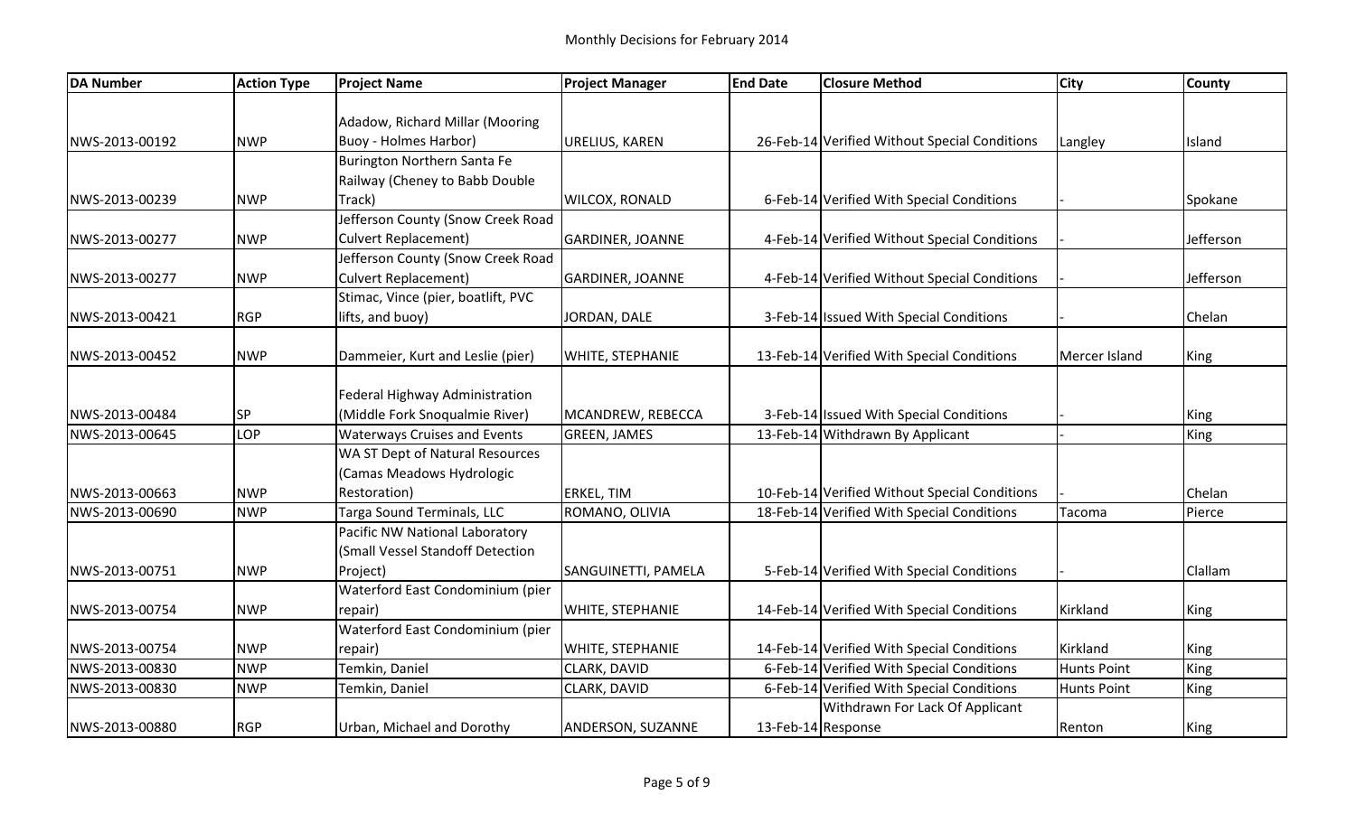Monthly Decisions for February 2014

| DA Number | Action Type | Project Name | Project Manager | End Date | Closure Method | City | County |
|---|---|---|---|---|---|---|---|
| NWS-2013-00192 | NWP | Adadow, Richard Millar (Mooring Buoy - Holmes Harbor) | URELIUS, KAREN | 26-Feb-14 | Verified Without Special Conditions | Langley | Island |
| NWS-2013-00239 | NWP | Burington Northern Santa Fe Railway (Cheney to Babb Double Track) | WILCOX, RONALD | 6-Feb-14 | Verified With Special Conditions | - | Spokane |
| NWS-2013-00277 | NWP | Jefferson County (Snow Creek Road Culvert Replacement) | GARDINER, JOANNE | 4-Feb-14 | Verified Without Special Conditions | - | Jefferson |
| NWS-2013-00277 | NWP | Jefferson County (Snow Creek Road Culvert Replacement) | GARDINER, JOANNE | 4-Feb-14 | Verified Without Special Conditions | - | Jefferson |
| NWS-2013-00421 | RGP | Stimac, Vince (pier, boatlift, PVC lifts, and buoy) | JORDAN, DALE | 3-Feb-14 | Issued With Special Conditions | - | Chelan |
| NWS-2013-00452 | NWP | Dammeier, Kurt and Leslie (pier) | WHITE, STEPHANIE | 13-Feb-14 | Verified With Special Conditions | Mercer Island | King |
| NWS-2013-00484 | SP | Federal Highway Administration (Middle Fork Snoqualmie River) | MCANDREW, REBECCA | 3-Feb-14 | Issued With Special Conditions | - | King |
| NWS-2013-00645 | LOP | Waterways Cruises and Events | GREEN, JAMES | 13-Feb-14 | Withdrawn By Applicant | - | King |
| NWS-2013-00663 | NWP | WA ST Dept of Natural Resources (Camas Meadows Hydrologic Restoration) | ERKEL, TIM | 10-Feb-14 | Verified Without Special Conditions | - | Chelan |
| NWS-2013-00690 | NWP | Targa Sound Terminals, LLC | ROMANO, OLIVIA | 18-Feb-14 | Verified With Special Conditions | Tacoma | Pierce |
| NWS-2013-00751 | NWP | Pacific NW National Laboratory (Small Vessel Standoff Detection Project) | SANGUINETTI, PAMELA | 5-Feb-14 | Verified With Special Conditions | - | Clallam |
| NWS-2013-00754 | NWP | Waterford East Condominium (pier repair) | WHITE, STEPHANIE | 14-Feb-14 | Verified With Special Conditions | Kirkland | King |
| NWS-2013-00754 | NWP | Waterford East Condominium (pier repair) | WHITE, STEPHANIE | 14-Feb-14 | Verified With Special Conditions | Kirkland | King |
| NWS-2013-00830 | NWP | Temkin, Daniel | CLARK, DAVID | 6-Feb-14 | Verified With Special Conditions | Hunts Point | King |
| NWS-2013-00830 | NWP | Temkin, Daniel | CLARK, DAVID | 6-Feb-14 | Verified With Special Conditions | Hunts Point | King |
| NWS-2013-00880 | RGP | Urban, Michael and Dorothy | ANDERSON, SUZANNE | 13-Feb-14 | Withdrawn For Lack Of Applicant Response | Renton | King |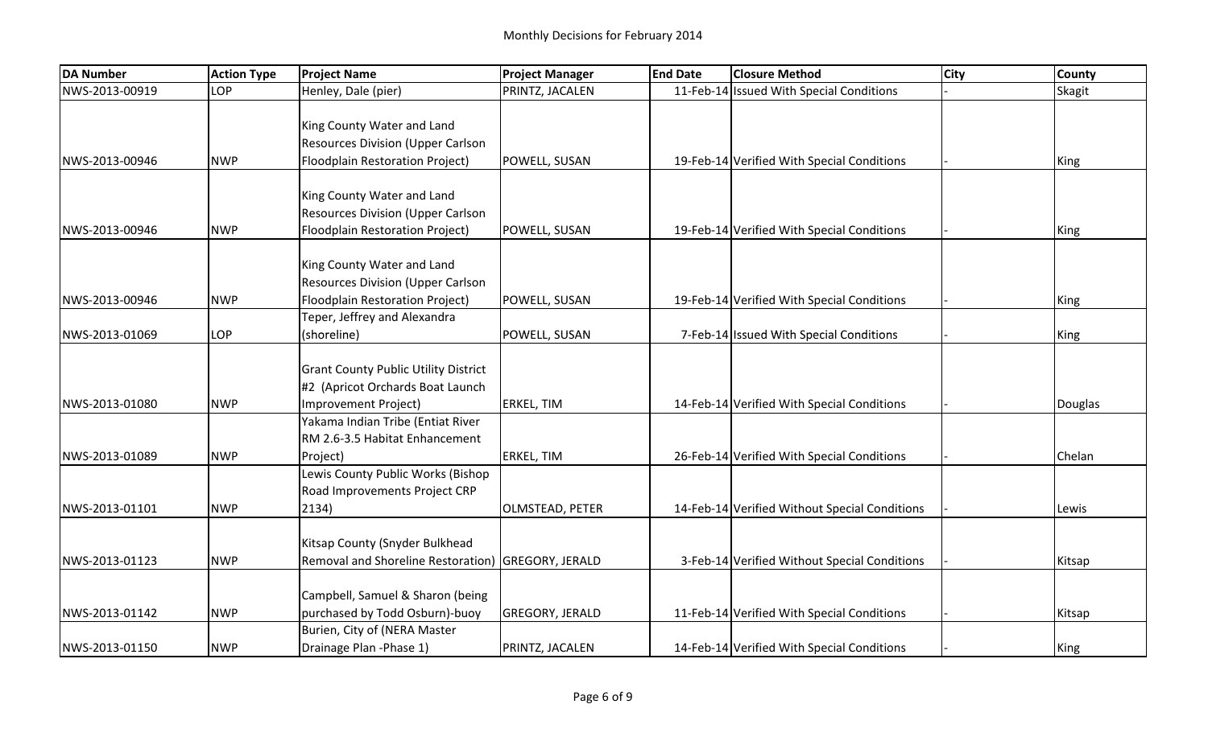Monthly Decisions for February 2014

| DA Number | Action Type | Project Name | Project Manager | End Date | Closure Method | City | County |
| --- | --- | --- | --- | --- | --- | --- | --- |
| NWS-2013-00919 | LOP | Henley, Dale (pier) | PRINTZ, JACALEN | 11-Feb-14 | Issued With Special Conditions | - | Skagit |
| NWS-2013-00946 | NWP | King County Water and Land Resources Division (Upper Carlson Floodplain Restoration Project) | POWELL, SUSAN | 19-Feb-14 | Verified With Special Conditions | - | King |
| NWS-2013-00946 | NWP | King County Water and Land Resources Division (Upper Carlson Floodplain Restoration Project) | POWELL, SUSAN | 19-Feb-14 | Verified With Special Conditions | - | King |
| NWS-2013-00946 | NWP | King County Water and Land Resources Division (Upper Carlson Floodplain Restoration Project) | POWELL, SUSAN | 19-Feb-14 | Verified With Special Conditions | - | King |
| NWS-2013-01069 | LOP | Teper, Jeffrey and Alexandra (shoreline) | POWELL, SUSAN | 7-Feb-14 | Issued With Special Conditions | - | King |
| NWS-2013-01080 | NWP | Grant County Public Utility District #2 (Apricot Orchards Boat Launch Improvement Project) | ERKEL, TIM | 14-Feb-14 | Verified With Special Conditions | - | Douglas |
| NWS-2013-01089 | NWP | Yakama Indian Tribe (Entiat River RM 2.6-3.5 Habitat Enhancement Project) | ERKEL, TIM | 26-Feb-14 | Verified With Special Conditions | - | Chelan |
| NWS-2013-01101 | NWP | Lewis County Public Works (Bishop Road Improvements Project CRP 2134) | OLMSTEAD, PETER | 14-Feb-14 | Verified Without Special Conditions | - | Lewis |
| NWS-2013-01123 | NWP | Kitsap County (Snyder Bulkhead Removal and Shoreline Restoration) | GREGORY, JERALD | 3-Feb-14 | Verified Without Special Conditions | - | Kitsap |
| NWS-2013-01142 | NWP | Campbell, Samuel & Sharon (being purchased by Todd Osburn)-buoy | GREGORY, JERALD | 11-Feb-14 | Verified With Special Conditions | - | Kitsap |
| NWS-2013-01150 | NWP | Burien, City of (NERA Master Drainage Plan -Phase 1) | PRINTZ, JACALEN | 14-Feb-14 | Verified With Special Conditions | - | King |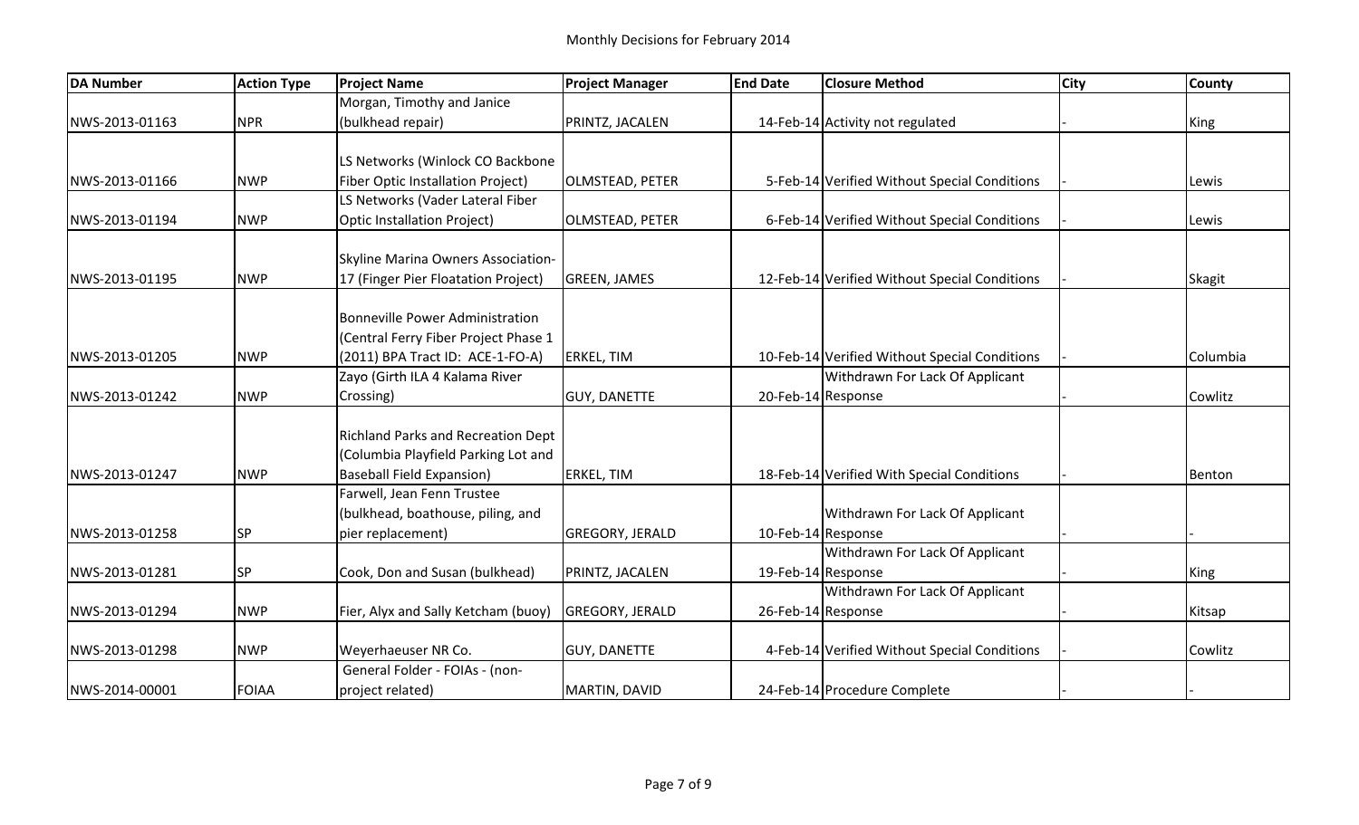Monthly Decisions for February 2014

| DA Number | Action Type | Project Name | Project Manager | End Date | Closure Method | City | County |
|---|---|---|---|---|---|---|---|
| NWS-2013-01163 | NPR | Morgan, Timothy and Janice (bulkhead repair) | PRINTZ, JACALEN | 14-Feb-14 | Activity not regulated | - | King |
| NWS-2013-01166 | NWP | LS Networks (Winlock CO Backbone Fiber Optic Installation Project) | OLMSTEAD, PETER | 5-Feb-14 | Verified Without Special Conditions | - | Lewis |
| NWS-2013-01194 | NWP | LS Networks (Vader Lateral Fiber Optic Installation Project) | OLMSTEAD, PETER | 6-Feb-14 | Verified Without Special Conditions | - | Lewis |
| NWS-2013-01195 | NWP | Skyline Marina Owners Association-17 (Finger Pier Floatation Project) | GREEN, JAMES | 12-Feb-14 | Verified Without Special Conditions | - | Skagit |
| NWS-2013-01205 | NWP | Bonneville Power Administration (Central Ferry Fiber Project Phase 1 (2011) BPA Tract ID: ACE-1-FO-A) | ERKEL, TIM | 10-Feb-14 | Verified Without Special Conditions | - | Columbia |
| NWS-2013-01242 | NWP | Zayo (Girth ILA 4 Kalama River Crossing) | GUY, DANETTE | 20-Feb-14 | Withdrawn For Lack Of Applicant Response | - | Cowlitz |
| NWS-2013-01247 | NWP | Richland Parks and Recreation Dept (Columbia Playfield Parking Lot and Baseball Field Expansion) | ERKEL, TIM | 18-Feb-14 | Verified With Special Conditions | - | Benton |
| NWS-2013-01258 | SP | Farwell, Jean Fenn Trustee (bulkhead, boathouse, piling, and pier replacement) | GREGORY, JERALD | 10-Feb-14 | Withdrawn For Lack Of Applicant Response | - | - |
| NWS-2013-01281 | SP | Cook, Don and Susan (bulkhead) | PRINTZ, JACALEN | 19-Feb-14 | Withdrawn For Lack Of Applicant Response | - | King |
| NWS-2013-01294 | NWP | Fier, Alyx and Sally Ketcham (buoy) | GREGORY, JERALD | 26-Feb-14 | Withdrawn For Lack Of Applicant Response | - | Kitsap |
| NWS-2013-01298 | NWP | Weyerhaeuser NR Co. | GUY, DANETTE | 4-Feb-14 | Verified Without Special Conditions | - | Cowlitz |
| NWS-2014-00001 | FOIAA | General Folder - FOIAs - (non-project related) | MARTIN, DAVID | 24-Feb-14 | Procedure Complete | - | - |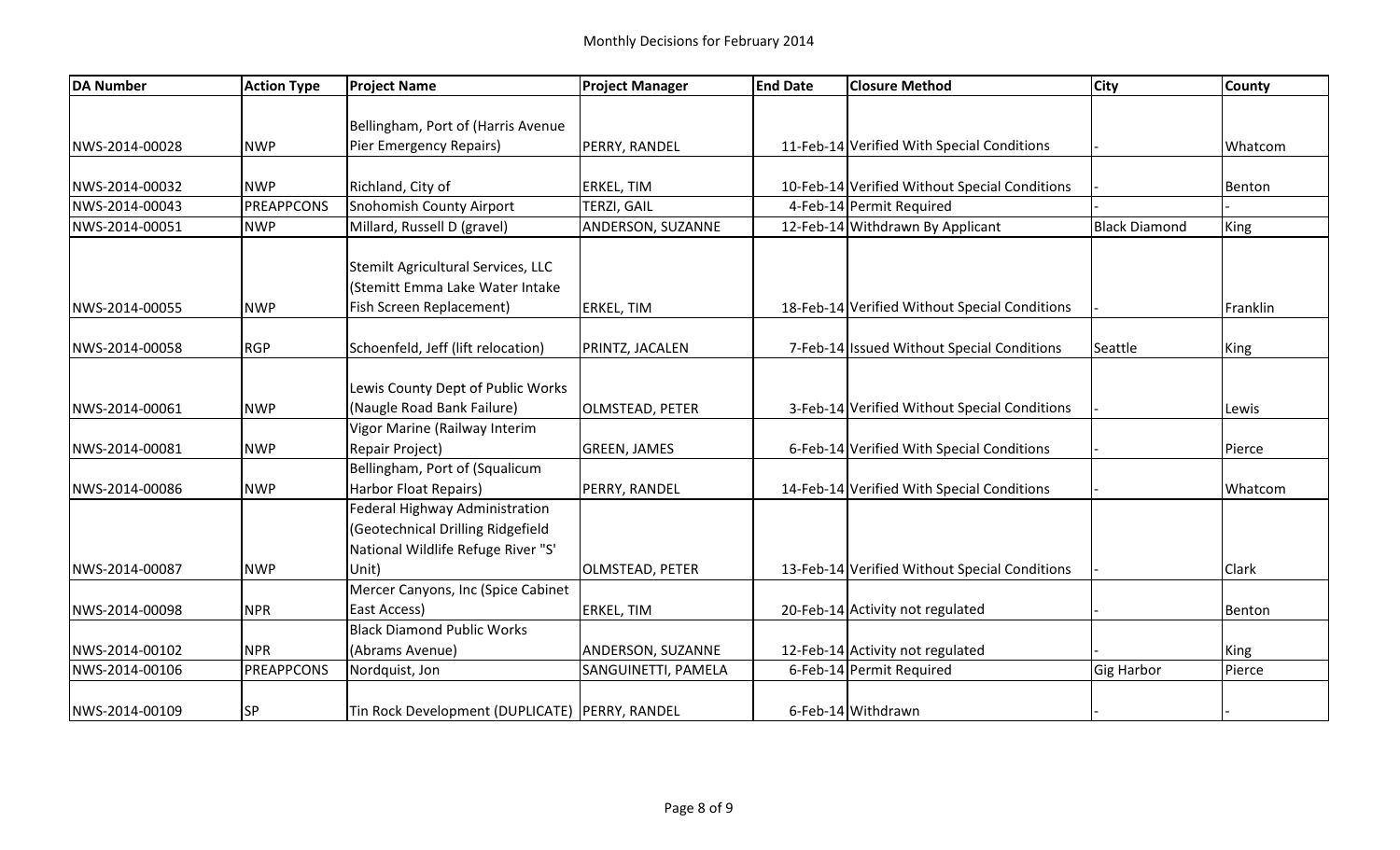Monthly Decisions for February 2014

| DA Number | Action Type | Project Name | Project Manager | End Date | Closure Method | City | County |
|---|---|---|---|---|---|---|---|
| NWS-2014-00028 | NWP | Bellingham, Port of (Harris Avenue Pier Emergency Repairs) | PERRY, RANDEL | 11-Feb-14 | Verified With Special Conditions | - | Whatcom |
| NWS-2014-00032 | NWP | Richland, City of | ERKEL, TIM | 10-Feb-14 | Verified Without Special Conditions | - | Benton |
| NWS-2014-00043 | PREAPPCONS | Snohomish County Airport | TERZI, GAIL | 4-Feb-14 | Permit Required | - | - |
| NWS-2014-00051 | NWP | Millard, Russell D (gravel) | ANDERSON, SUZANNE | 12-Feb-14 | Withdrawn By Applicant | Black Diamond | King |
| NWS-2014-00055 | NWP | Stemilt Agricultural Services, LLC (Stemitt Emma Lake Water Intake Fish Screen Replacement) | ERKEL, TIM | 18-Feb-14 | Verified Without Special Conditions | - | Franklin |
| NWS-2014-00058 | RGP | Schoenfeld, Jeff (lift relocation) | PRINTZ, JACALEN | 7-Feb-14 | Issued Without Special Conditions | Seattle | King |
| NWS-2014-00061 | NWP | Lewis County Dept of Public Works (Naugle Road Bank Failure) | OLMSTEAD, PETER | 3-Feb-14 | Verified Without Special Conditions | - | Lewis |
| NWS-2014-00081 | NWP | Vigor Marine (Railway Interim Repair Project) | GREEN, JAMES | 6-Feb-14 | Verified With Special Conditions | - | Pierce |
| NWS-2014-00086 | NWP | Bellingham, Port of (Squalicum Harbor Float Repairs) | PERRY, RANDEL | 14-Feb-14 | Verified With Special Conditions | - | Whatcom |
| NWS-2014-00087 | NWP | Federal Highway Administration (Geotechnical Drilling Ridgefield National Wildlife Refuge River "S' Unit) | OLMSTEAD, PETER | 13-Feb-14 | Verified Without Special Conditions | - | Clark |
| NWS-2014-00098 | NPR | Mercer Canyons, Inc (Spice Cabinet East Access) | ERKEL, TIM | 20-Feb-14 | Activity not regulated | - | Benton |
| NWS-2014-00102 | NPR | Black Diamond Public Works (Abrams Avenue) | ANDERSON, SUZANNE | 12-Feb-14 | Activity not regulated | - | King |
| NWS-2014-00106 | PREAPPCONS | Nordquist, Jon | SANGUINETTI, PAMELA | 6-Feb-14 | Permit Required | Gig Harbor | Pierce |
| NWS-2014-00109 | SP | Tin Rock Development (DUPLICATE) | PERRY, RANDEL | 6-Feb-14 | Withdrawn | - | - |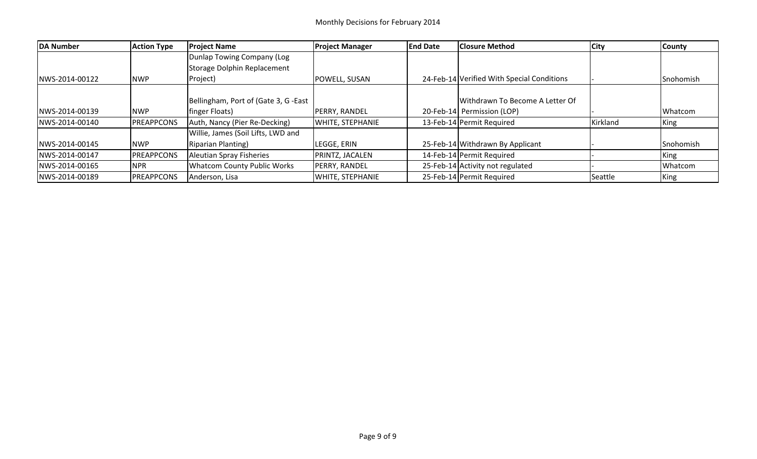Monthly Decisions for February 2014

| DA Number | Action Type | Project Name | Project Manager | End Date | Closure Method | City | County |
|---|---|---|---|---|---|---|---|
| NWS-2014-00122 | NWP | Dunlap Towing Company (Log Storage Dolphin Replacement Project) | POWELL, SUSAN | 24-Feb-14 | Verified With Special Conditions | - | Snohomish |
| NWS-2014-00139 | NWP | Bellingham, Port of (Gate 3, G -East finger Floats) | PERRY, RANDEL | 20-Feb-14 | Withdrawn To Become A Letter Of Permission (LOP) | - | Whatcom |
| NWS-2014-00140 | PREAPPCONS | Auth, Nancy (Pier Re-Decking) | WHITE, STEPHANIE | 13-Feb-14 | Permit Required | Kirkland | King |
| NWS-2014-00145 | NWP | Willie, James (Soil Lifts, LWD and Riparian Planting) | LEGGE, ERIN | 25-Feb-14 | Withdrawn By Applicant | - | Snohomish |
| NWS-2014-00147 | PREAPPCONS | Aleutian Spray Fisheries | PRINTZ, JACALEN | 14-Feb-14 | Permit Required | - | King |
| NWS-2014-00165 | NPR | Whatcom County Public Works | PERRY, RANDEL | 25-Feb-14 | Activity not regulated | - | Whatcom |
| NWS-2014-00189 | PREAPPCONS | Anderson, Lisa | WHITE, STEPHANIE | 25-Feb-14 | Permit Required | Seattle | King |